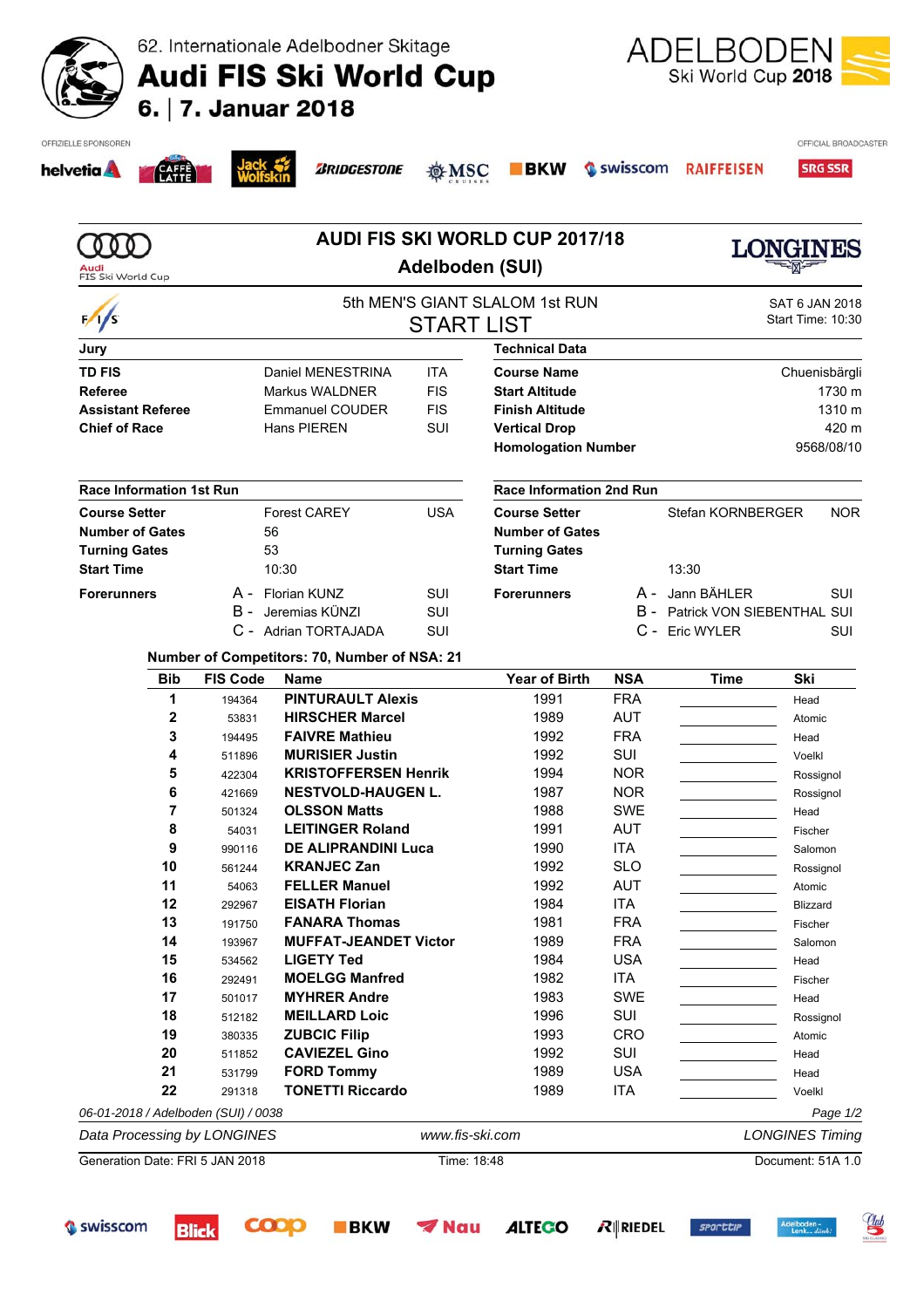62. Internationale Adelbodner Skitage

# Audi FIS Ski World Cup

6. | 7. Januar 2018

ADELBODEN Ski World Cup 2018

OFFIZIELLE SPONSOREN — OFFICIAL BROADCASTER

## AUDI FIS SKI WORLD CUP 2017/18

## Adelboden (SUI)

### 5th MEN'S GIANT SLALOM 1st RUN

### START LIST

SAT 6 JAN 2018
Start Time: 10:30

| Jury | | |
|---|---|---|
| **TD FIS** | Daniel MENESTRINA | ITA |
| **Referee** | Markus WALDNER | FIS |
| **Assistant Referee** | Emmanuel COUDER | FIS |
| **Chief of Race** | Hans PIEREN | SUI |

| Technical Data | |
|---|---|
| **Course Name** | Chuenisbärgli |
| **Start Altitude** | 1730 m |
| **Finish Altitude** | 1310 m |
| **Vertical Drop** | 420 m |
| **Homologation Number** | 9568/08/10 |

| Race Information 1st Run | | |
|---|---|---|
| **Course Setter** | Forest CAREY | USA |
| **Number of Gates** | 56 | |
| **Turning Gates** | 53 | |
| **Start Time** | 10:30 | |
| **Forerunners** | A - Florian KUNZ | SUI |
| | B - Jeremias KÜNZI | SUI |
| | C - Adrian TORTAJADA | SUI |

| Race Information 2nd Run | | |
|---|---|---|
| **Course Setter** | Stefan KORNBERGER | NOR |
| **Number of Gates** | | |
| **Turning Gates** | | |
| **Start Time** | 13:30 | |
| **Forerunners** | A - Jann BÄHLER | SUI |
| | B - Patrick VON SIEBENTHAL | SUI |
| | C - Eric WYLER | SUI |

**Number of Competitors: 70, Number of NSA: 21**

| Bib | FIS Code | Name | Year of Birth | NSA | Time | Ski |
|---|---|---|---|---|---|---|
| 1 | 194364 | **PINTURAULT Alexis** | 1991 | FRA | | Head |
| 2 | 53831 | **HIRSCHER Marcel** | 1989 | AUT | | Atomic |
| 3 | 194495 | **FAIVRE Mathieu** | 1992 | FRA | | Head |
| 4 | 511896 | **MURISIER Justin** | 1992 | SUI | | Voelkl |
| 5 | 422304 | **KRISTOFFERSEN Henrik** | 1994 | NOR | | Rossignol |
| 6 | 421669 | **NESTVOLD-HAUGEN L.** | 1987 | NOR | | Rossignol |
| 7 | 501324 | **OLSSON Matts** | 1988 | SWE | | Head |
| 8 | 54031 | **LEITINGER Roland** | 1991 | AUT | | Fischer |
| 9 | 990116 | **DE ALIPRANDINI Luca** | 1990 | ITA | | Salomon |
| 10 | 561244 | **KRANJEC Zan** | 1992 | SLO | | Rossignol |
| 11 | 54063 | **FELLER Manuel** | 1992 | AUT | | Atomic |
| 12 | 292967 | **EISATH Florian** | 1984 | ITA | | Blizzard |
| 13 | 191750 | **FANARA Thomas** | 1981 | FRA | | Fischer |
| 14 | 193967 | **MUFFAT-JEANDET Victor** | 1989 | FRA | | Salomon |
| 15 | 534562 | **LIGETY Ted** | 1984 | USA | | Head |
| 16 | 292491 | **MOELGG Manfred** | 1982 | ITA | | Fischer |
| 17 | 501017 | **MYHRER Andre** | 1983 | SWE | | Head |
| 18 | 512182 | **MEILLARD Loic** | 1996 | SUI | | Rossignol |
| 19 | 380335 | **ZUBCIC Filip** | 1993 | CRO | | Atomic |
| 20 | 511852 | **CAVIEZEL Gino** | 1992 | SUI | | Head |
| 21 | 531799 | **FORD Tommy** | 1989 | USA | | Head |
| 22 | 291318 | **TONETTI Riccardo** | 1989 | ITA | | Voelkl |

*06-01-2018 / Adelboden (SUI) / 0038*

*Data Processing by LONGINES* — *www.fis-ski.com* — *LONGINES Timing*

Generation Date: FRI 5 JAN 2018 — Time: 18:48 — Document: 51A 1.0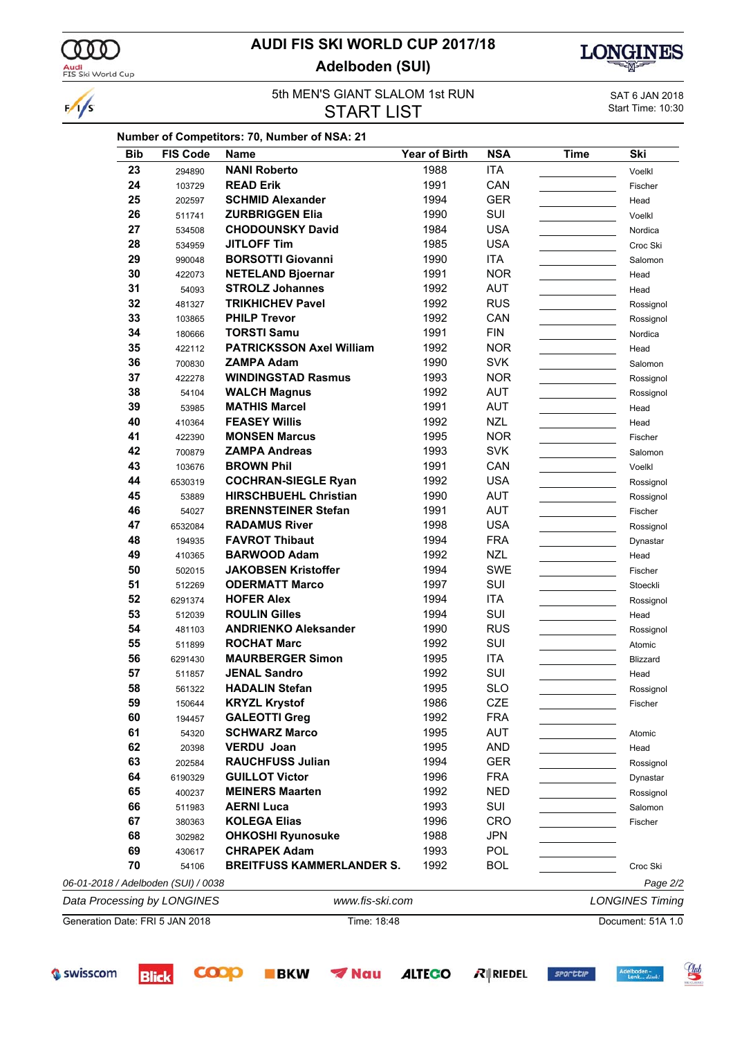# AUDI FIS SKI WORLD CUP 2017/18

## Adelboden (SUI)

5th MEN'S GIANT SLALOM 1st RUN

START LIST

SAT 6 JAN 2018
Start Time: 10:30

**Number of Competitors: 70, Number of NSA: 21**

| Bib | FIS Code | Name | Year of Birth | NSA | Time | Ski |
|---|---|---|---|---|---|---|
| 23 | 294890 | NANI Roberto | 1988 | ITA | | Voelkl |
| 24 | 103729 | READ Erik | 1991 | CAN | | Fischer |
| 25 | 202597 | SCHMID Alexander | 1994 | GER | | Head |
| 26 | 511741 | ZURBRIGGEN Elia | 1990 | SUI | | Voelkl |
| 27 | 534508 | CHODOUNSKY David | 1984 | USA | | Nordica |
| 28 | 534959 | JITLOFF Tim | 1985 | USA | | Croc Ski |
| 29 | 990048 | BORSOTTI Giovanni | 1990 | ITA | | Salomon |
| 30 | 422073 | NETELAND Bjoernar | 1991 | NOR | | Head |
| 31 | 54093 | STROLZ Johannes | 1992 | AUT | | Head |
| 32 | 481327 | TRIKHICHEV Pavel | 1992 | RUS | | Rossignol |
| 33 | 103865 | PHILP Trevor | 1992 | CAN | | Rossignol |
| 34 | 180666 | TORSTI Samu | 1991 | FIN | | Nordica |
| 35 | 422112 | PATRICKSSON Axel William | 1992 | NOR | | Head |
| 36 | 700830 | ZAMPA Adam | 1990 | SVK | | Salomon |
| 37 | 422278 | WINDINGSTAD Rasmus | 1993 | NOR | | Rossignol |
| 38 | 54104 | WALCH Magnus | 1992 | AUT | | Rossignol |
| 39 | 53985 | MATHIS Marcel | 1991 | AUT | | Head |
| 40 | 410364 | FEASEY Willis | 1992 | NZL | | Head |
| 41 | 422390 | MONSEN Marcus | 1995 | NOR | | Fischer |
| 42 | 700879 | ZAMPA Andreas | 1993 | SVK | | Salomon |
| 43 | 103676 | BROWN Phil | 1991 | CAN | | Voelkl |
| 44 | 6530319 | COCHRAN-SIEGLE Ryan | 1992 | USA | | Rossignol |
| 45 | 53889 | HIRSCHBUEHL Christian | 1990 | AUT | | Rossignol |
| 46 | 54027 | BRENNSTEINER Stefan | 1991 | AUT | | Fischer |
| 47 | 6532084 | RADAMUS River | 1998 | USA | | Rossignol |
| 48 | 194935 | FAVROT Thibaut | 1994 | FRA | | Dynastar |
| 49 | 410365 | BARWOOD Adam | 1992 | NZL | | Head |
| 50 | 502015 | JAKOBSEN Kristoffer | 1994 | SWE | | Fischer |
| 51 | 512269 | ODERMATT Marco | 1997 | SUI | | Stoeckli |
| 52 | 6291374 | HOFER Alex | 1994 | ITA | | Rossignol |
| 53 | 512039 | ROULIN Gilles | 1994 | SUI | | Head |
| 54 | 481103 | ANDRIENKO Aleksander | 1990 | RUS | | Rossignol |
| 55 | 511899 | ROCHAT Marc | 1992 | SUI | | Atomic |
| 56 | 6291430 | MAURBERGER Simon | 1995 | ITA | | Blizzard |
| 57 | 511857 | JENAL Sandro | 1992 | SUI | | Head |
| 58 | 561322 | HADALIN Stefan | 1995 | SLO | | Rossignol |
| 59 | 150644 | KRYZL Krystof | 1986 | CZE | | Fischer |
| 60 | 194457 | GALEOTTI Greg | 1992 | FRA | | |
| 61 | 54320 | SCHWARZ Marco | 1995 | AUT | | Atomic |
| 62 | 20398 | VERDU Joan | 1995 | AND | | Head |
| 63 | 202584 | RAUCHFUSS Julian | 1994 | GER | | Rossignol |
| 64 | 6190329 | GUILLOT Victor | 1996 | FRA | | Dynastar |
| 65 | 400237 | MEINERS Maarten | 1992 | NED | | Rossignol |
| 66 | 511983 | AERNI Luca | 1993 | SUI | | Salomon |
| 67 | 380363 | KOLEGA Elias | 1996 | CRO | | Fischer |
| 68 | 302982 | OHKOSHI Ryunosuke | 1988 | JPN | | |
| 69 | 430617 | CHRAPEK Adam | 1993 | POL | | |
| 70 | 54106 | BREITFUSS KAMMERLANDER S. | 1992 | BOL | | Croc Ski |

*06-01-2018 / Adelboden (SUI) / 0038*

*Data Processing by LONGINES* *www.fis-ski.com* *LONGINES Timing*

Generation Date: FRI 5 JAN 2018 Time: 18:48 Document: 51A 1.0